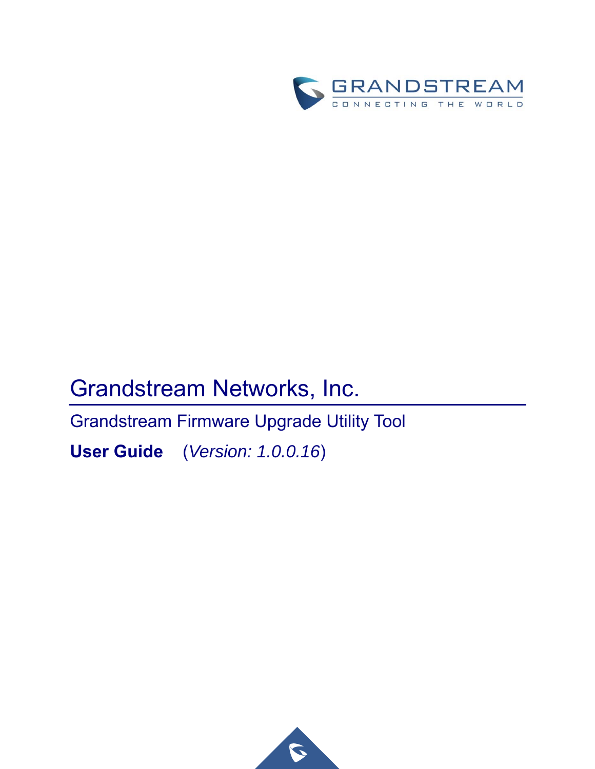# Grandstream Networks, Inc.

Grandstream Firmware Upgrade Utility Tool

**User Guide** (*Version: 1.0.0.16*)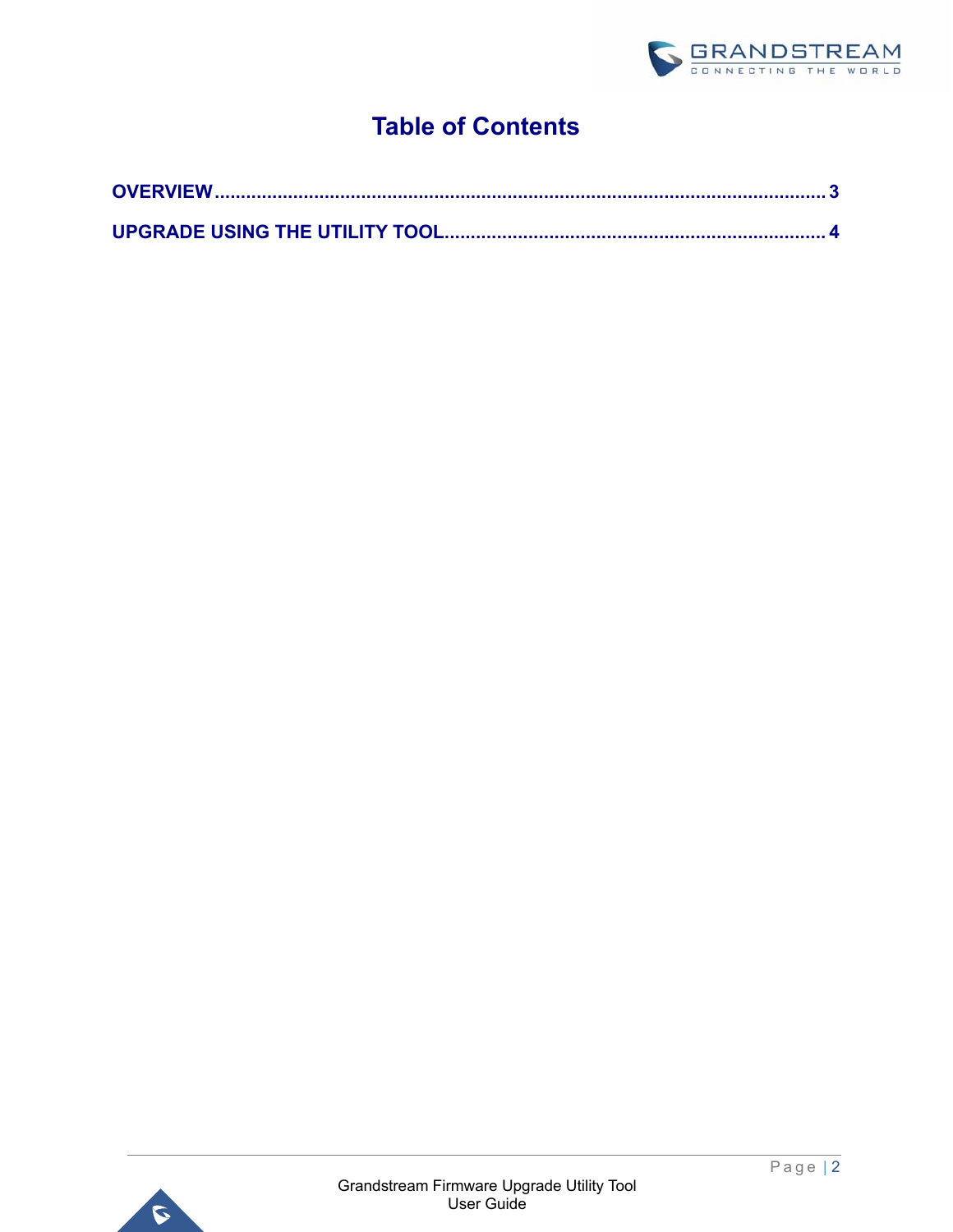# Table of Contents

OVERVIEW ........................................................................................................................ 3

UPGRADE USING THE UTILITY TOOL........................................................................ 4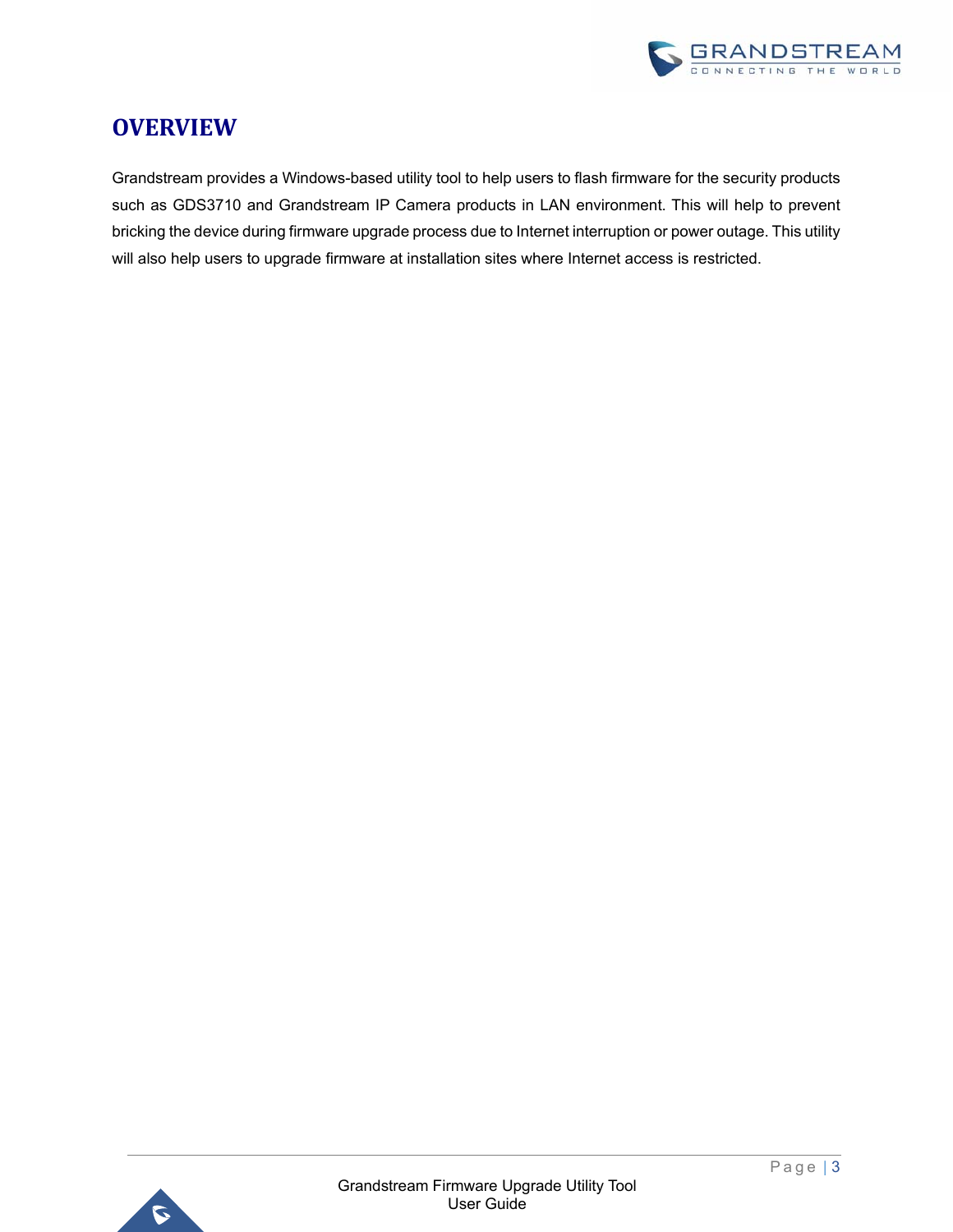# OVERVIEW

Grandstream provides a Windows-based utility tool to help users to flash firmware for the security products such as GDS3710 and Grandstream IP Camera products in LAN environment. This will help to prevent bricking the device during firmware upgrade process due to Internet interruption or power outage. This utility will also help users to upgrade firmware at installation sites where Internet access is restricted.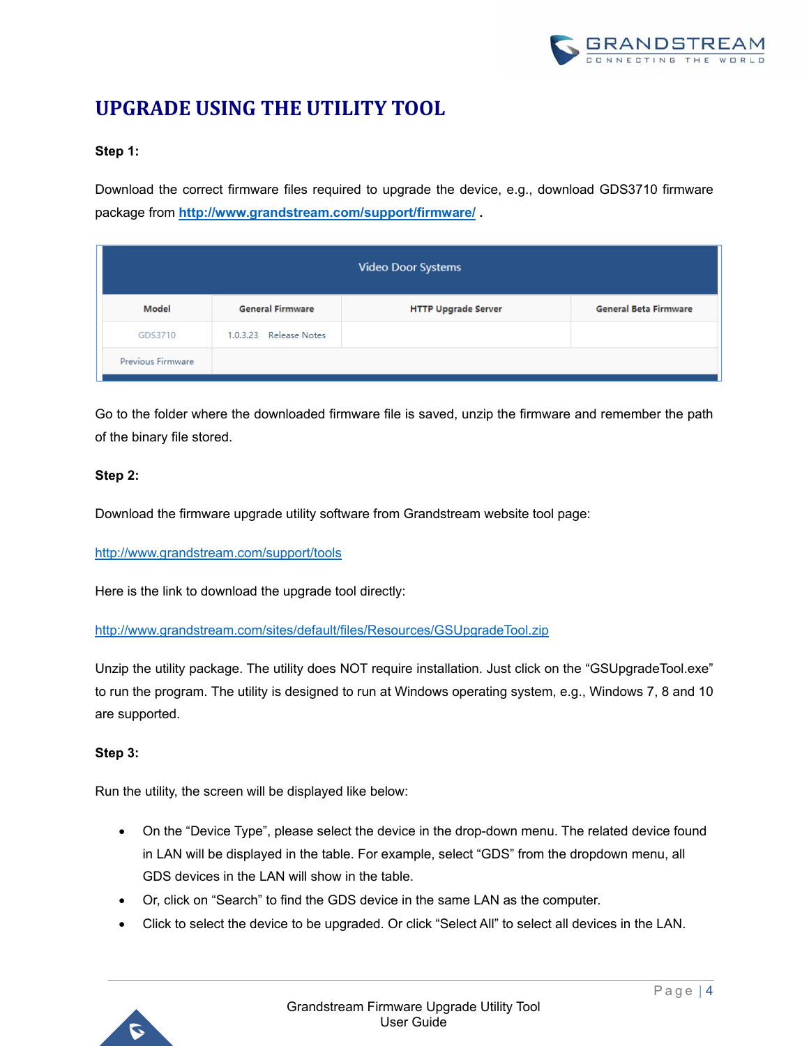# UPGRADE USING THE UTILITY TOOL

**Step 1:**

Download the correct firmware files required to upgrade the device, e.g., download GDS3710 firmware package from **http://www.grandstream.com/support/firmware/** .

| Video Door Systems | | | |
|---|---|---|---|
| **Model** | **General Firmware** | **HTTP Upgrade Server** | **General Beta Firmware** |
| GDS3710 | 1.0.3.23 Release Notes | | |
| Previous Firmware | | | |

Go to the folder where the downloaded firmware file is saved, unzip the firmware and remember the path of the binary file stored.

**Step 2:**

Download the firmware upgrade utility software from Grandstream website tool page:

http://www.grandstream.com/support/tools

Here is the link to download the upgrade tool directly:

http://www.grandstream.com/sites/default/files/Resources/GSUpgradeTool.zip

Unzip the utility package. The utility does NOT require installation. Just click on the "GSUpgradeTool.exe" to run the program. The utility is designed to run at Windows operating system, e.g., Windows 7, 8 and 10 are supported.

**Step 3:**

Run the utility, the screen will be displayed like below:

- On the "Device Type", please select the device in the drop-down menu. The related device found in LAN will be displayed in the table. For example, select "GDS" from the dropdown menu, all GDS devices in the LAN will show in the table.
- Or, click on "Search" to find the GDS device in the same LAN as the computer.
- Click to select the device to be upgraded. Or click "Select All" to select all devices in the LAN.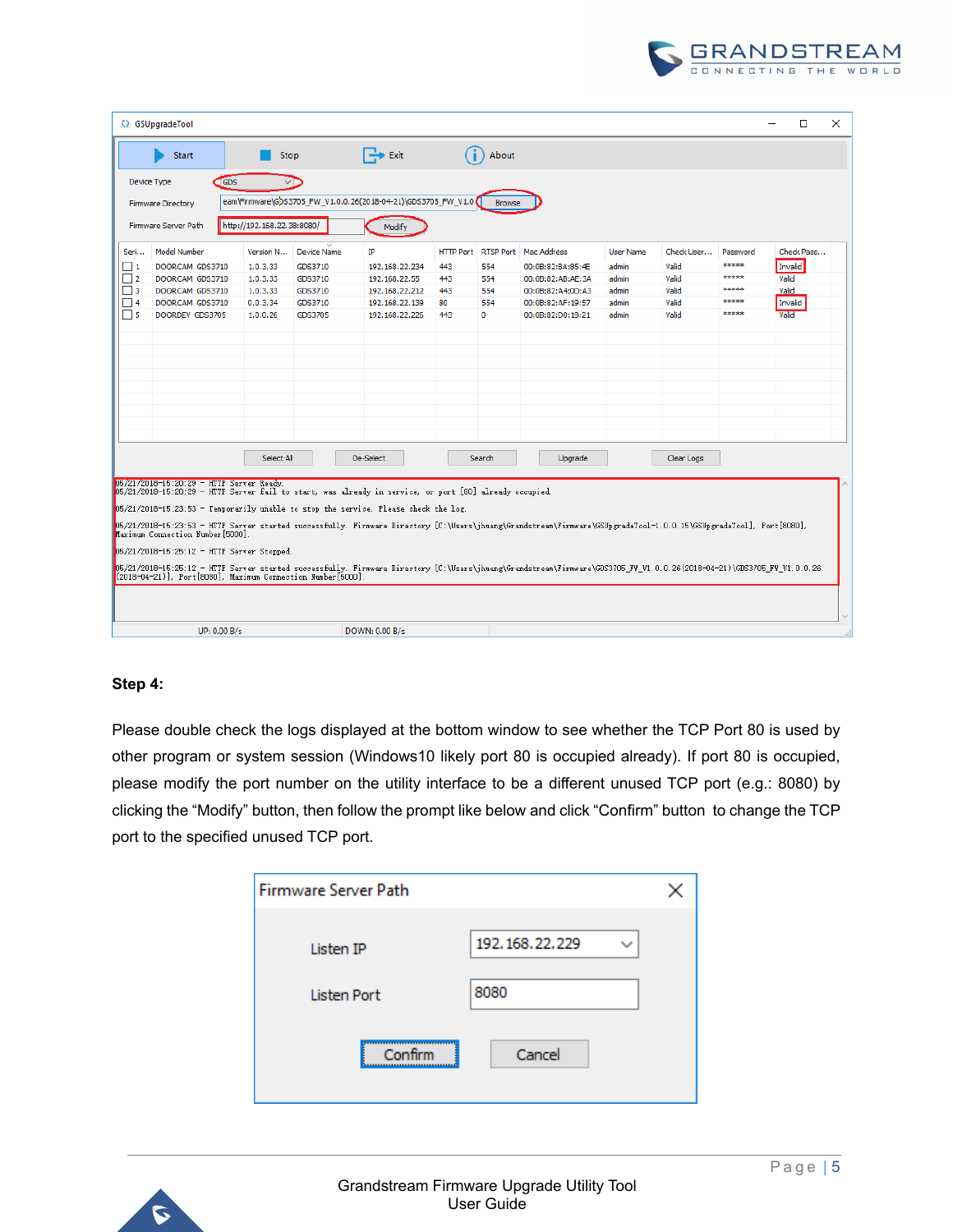**Step 4:**

Please double check the logs displayed at the bottom window to see whether the TCP Port 80 is used by other program or system session (Windows10 likely port 80 is occupied already). If port 80 is occupied, please modify the port number on the utility interface to be a different unused TCP port (e.g.: 8080) by clicking the “Modify” button, then follow the prompt like below and click “Confirm” button to change the TCP port to the specified unused TCP port.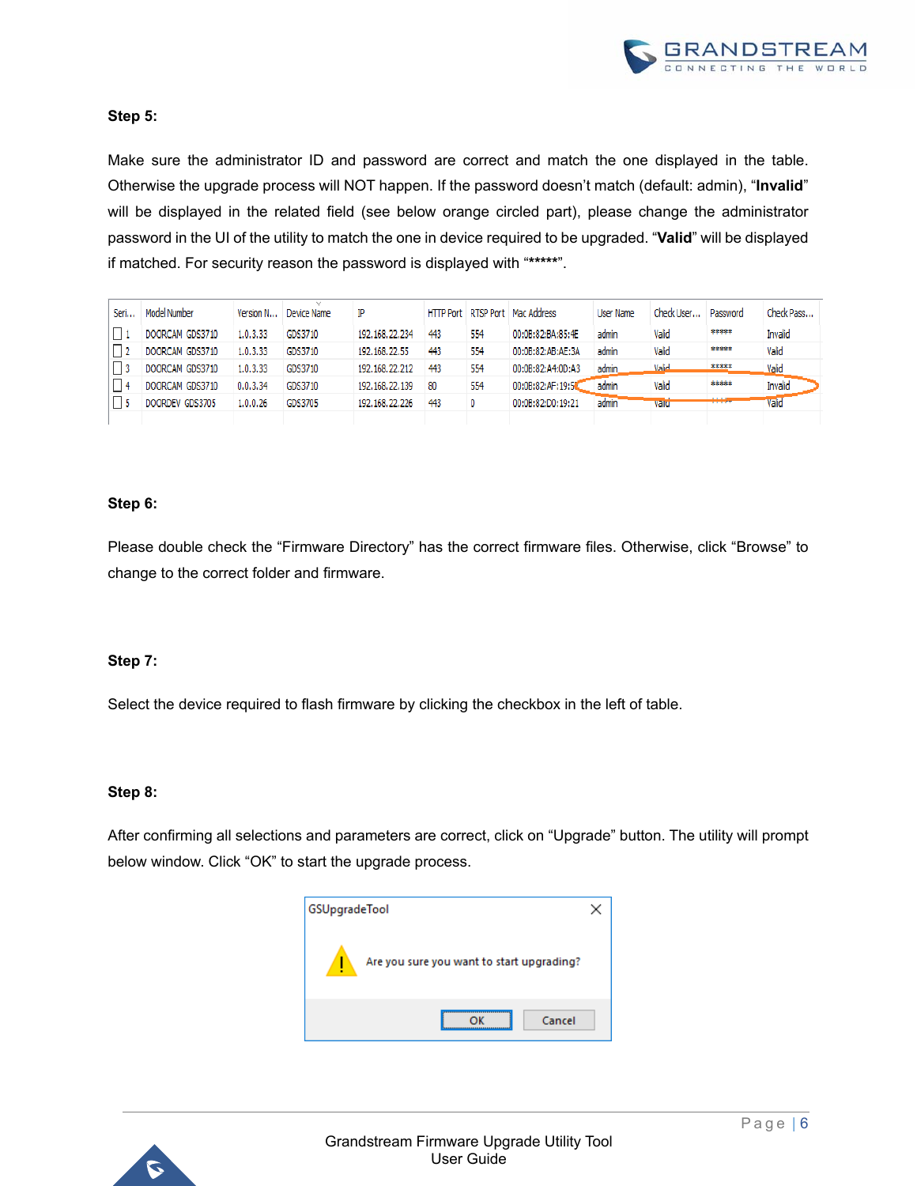**Step 5:**

Make sure the administrator ID and password are correct and match the one displayed in the table. Otherwise the upgrade process will NOT happen. If the password doesn't match (default: admin), "**Invalid**" will be displayed in the related field (see below orange circled part), please change the administrator password in the UI of the utility to match the one in device required to be upgraded. "**Valid**" will be displayed if matched. For security reason the password is displayed with "*****".

| Seri... | Model Number | Version N... | Device Name | IP | HTTP Port | RTSP Port | Mac Address | User Name | Check User... | Password | Check Pass... |
|---|---|---|---|---|---|---|---|---|---|---|---|
| 1 | DOORCAM GDS3710 | 1.0.3.33 | GDS3710 | 192.168.22.234 | 443 | 554 | 00:0B:82:BA:85:4E | admin | Valid | ***** | Invalid |
| 2 | DOORCAM GDS3710 | 1.0.3.33 | GDS3710 | 192.168.22.55 | 443 | 554 | 00:0B:82:AB:AE:3A | admin | Valid | ***** | Valid |
| 3 | DOORCAM GDS3710 | 1.0.3.33 | GDS3710 | 192.168.22.212 | 443 | 554 | 00:0B:82:A4:0D:A3 | admin | Valid | ***** | Valid |
| 4 | DOORCAM GDS3710 | 0.0.3.34 | GDS3710 | 192.168.22.139 | 80 | 554 | 00:0B:82:AF:19:5... | admin | Valid | ***** | Invalid |
| 5 | DOORDEV GDS3705 | 1.0.0.26 | GDS3705 | 192.168.22.226 | 443 | 0 | 00:0B:82:D0:19:21 | admin | Valid | ***** | Valid |

**Step 6:**

Please double check the "Firmware Directory" has the correct firmware files. Otherwise, click "Browse" to change to the correct folder and firmware.

**Step 7:**

Select the device required to flash firmware by clicking the checkbox in the left of table.

**Step 8:**

After confirming all selections and parameters are correct, click on "Upgrade" button. The utility will prompt below window. Click "OK" to start the upgrade process.

GSUpgradeTool

Are you sure you want to start upgrading?

OK  Cancel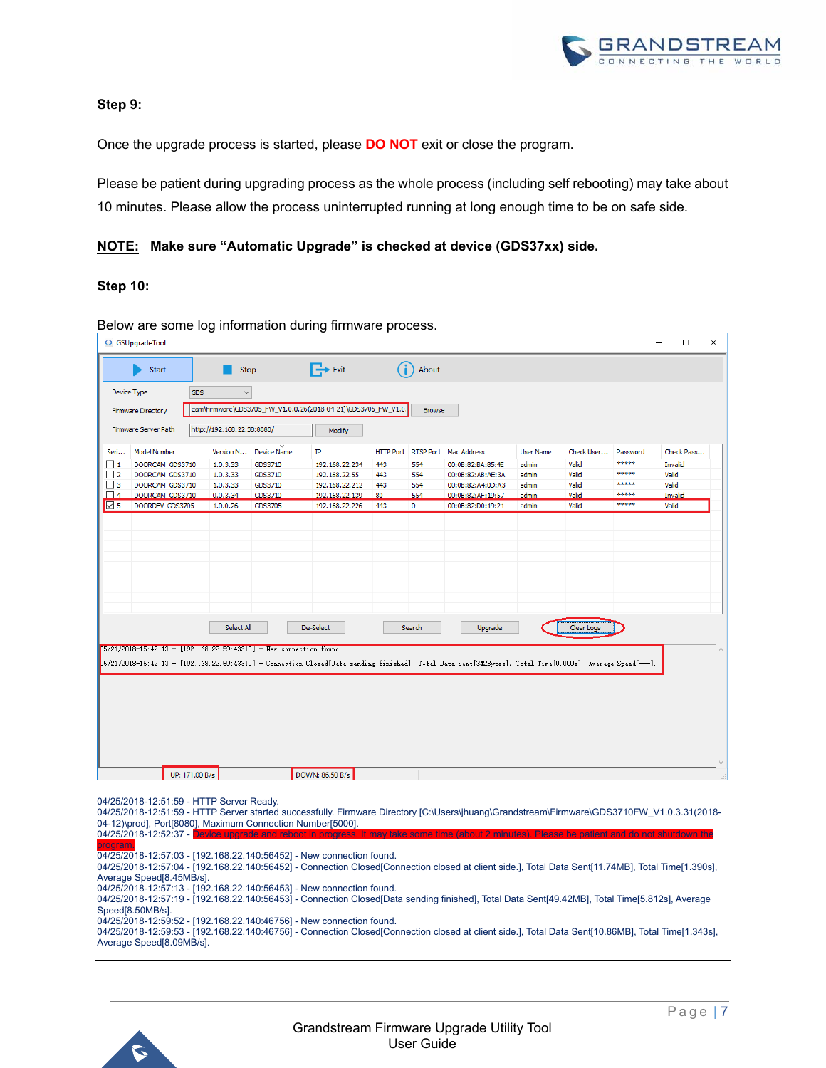**Step 9:**

Once the upgrade process is started, please **DO NOT** exit or close the program.

Please be patient during upgrading process as the whole process (including self rebooting) may take about 10 minutes. Please allow the process uninterrupted running at long enough time to be on safe side.

**NOTE: Make sure "Automatic Upgrade" is checked at device (GDS37xx) side.**

**Step 10:**

Below are some log information during firmware process.

04/25/2018-12:51:59 - HTTP Server Ready.
04/25/2018-12:51:59 - HTTP Server started successfully. Firmware Directory [C:\Users\jhuang\Grandstream\Firmware\GDS3710FW_V1.0.3.31(2018-04-12)\prod], Port[8080], Maximum Connection Number[5000].
04/25/2018-12:52:37 - Device upgrade and reboot in progress. It may take some time (about 2 minutes). Please be patient and do not shutdown the program.
04/25/2018-12:57:03 - [192.168.22.140:56452] - New connection found.
04/25/2018-12:57:04 - [192.168.22.140:56452] - Connection Closed[Connection closed at client side.], Total Data Sent[11.74MB], Total Time[1.390s], Average Speed[8.45MB/s].
04/25/2018-12:57:13 - [192.168.22.140:56453] - New connection found.
04/25/2018-12:57:19 - [192.168.22.140:56453] - Connection Closed[Data sending finished], Total Data Sent[49.42MB], Total Time[5.812s], Average Speed[8.50MB/s].
04/25/2018-12:59:52 - [192.168.22.140:46756] - New connection found.
04/25/2018-12:59:53 - [192.168.22.140:46756] - Connection Closed[Connection closed at client side.], Total Data Sent[10.86MB], Total Time[1.343s], Average Speed[8.09MB/s].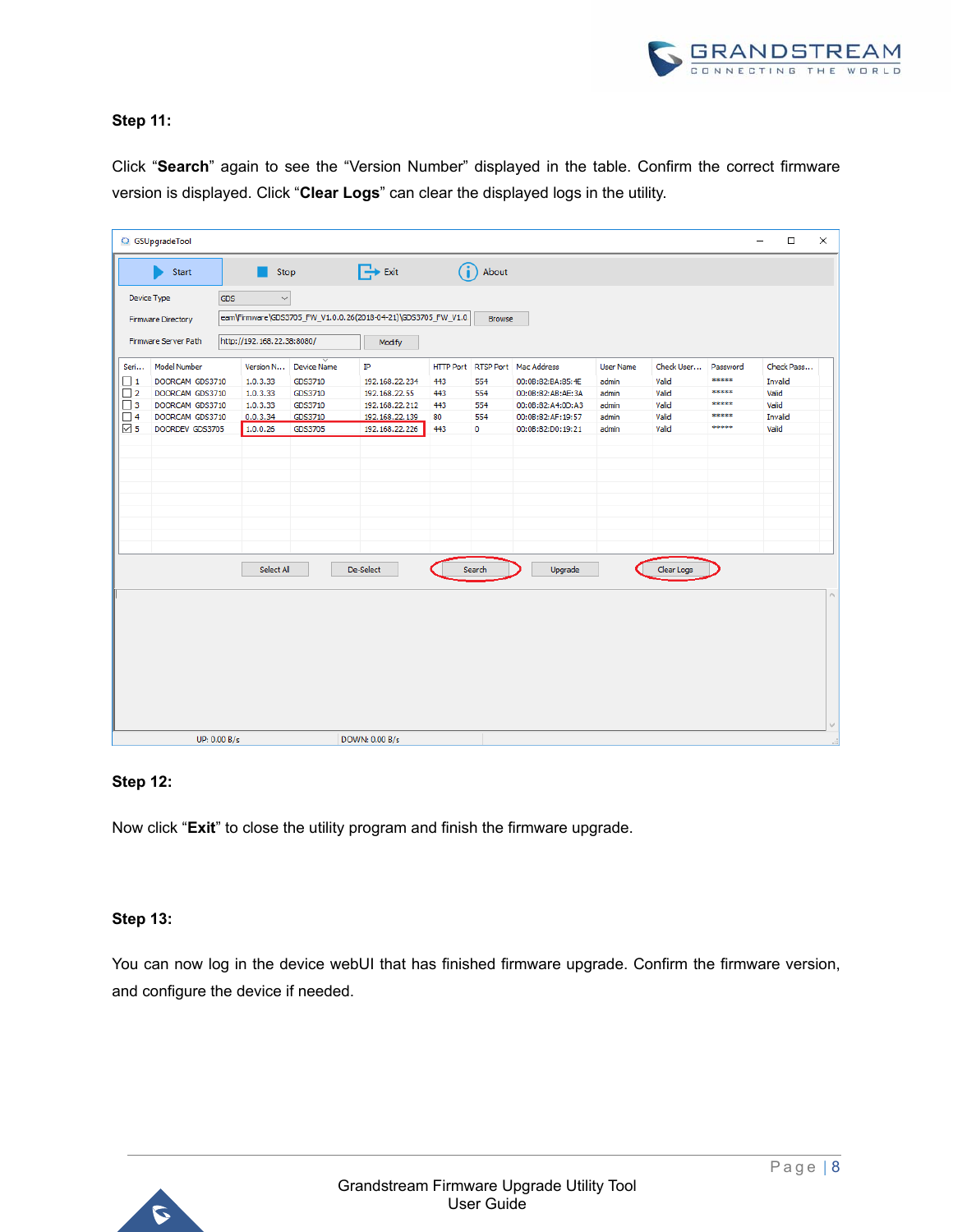**Step 11:**

Click “**Search**” again to see the “Version Number” displayed in the table. Confirm the correct firmware version is displayed. Click “**Clear Logs**” can clear the displayed logs in the utility.

**Step 12:**

Now click “**Exit**” to close the utility program and finish the firmware upgrade.

**Step 13:**

You can now log in the device webUI that has finished firmware upgrade. Confirm the firmware version, and configure the device if needed.